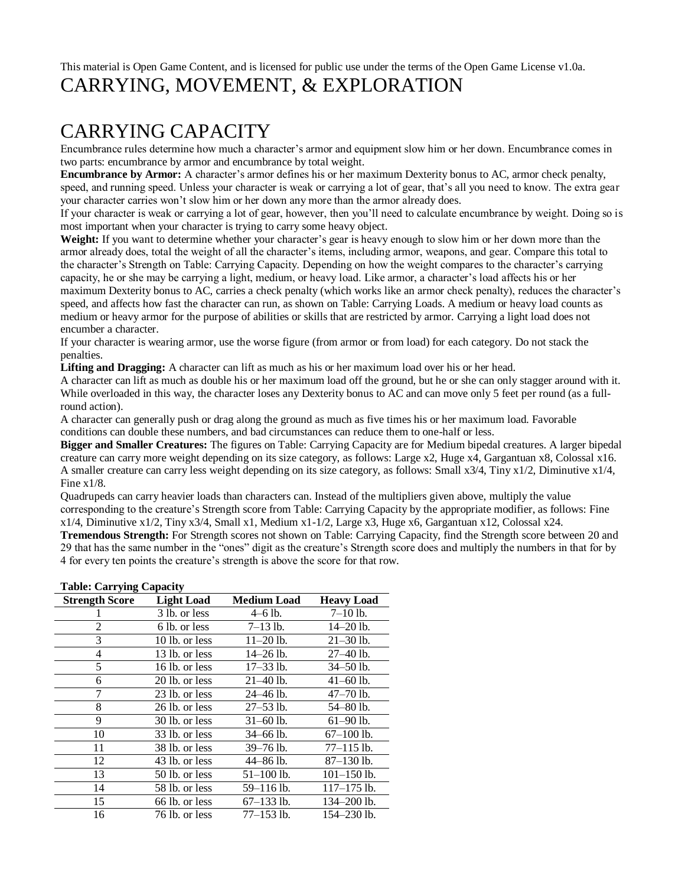This material is Open Game Content, and is licensed for public use under the terms of the Open Game License v1.0a.

# CARRYING, MOVEMENT, & EXPLORATION

## CARRYING CAPACITY

Encumbrance rules determine how much a character's armor and equipment slow him or her down. Encumbrance comes in two parts: encumbrance by armor and encumbrance by total weight.

**Encumbrance by Armor:** A character's armor defines his or her maximum Dexterity bonus to AC, armor check penalty, speed, and running speed. Unless your character is weak or carrying a lot of gear, that's all you need to know. The extra gear your character carries won't slow him or her down any more than the armor already does.

If your character is weak or carrying a lot of gear, however, then you'll need to calculate encumbrance by weight. Doing so is most important when your character is trying to carry some heavy object.

**Weight:** If you want to determine whether your character's gear is heavy enough to slow him or her down more than the armor already does, total the weight of all the character's items, including armor, weapons, and gear. Compare this total to the character's Strength on Table: Carrying Capacity. Depending on how the weight compares to the character's carrying capacity, he or she may be carrying a light, medium, or heavy load. Like armor, a character's load affects his or her maximum Dexterity bonus to AC, carries a check penalty (which works like an armor check penalty), reduces the character's speed, and affects how fast the character can run, as shown on Table: Carrying Loads. A medium or heavy load counts as medium or heavy armor for the purpose of abilities or skills that are restricted by armor. Carrying a light load does not encumber a character.

If your character is wearing armor, use the worse figure (from armor or from load) for each category. Do not stack the penalties.

**Lifting and Dragging:** A character can lift as much as his or her maximum load over his or her head.

A character can lift as much as double his or her maximum load off the ground, but he or she can only stagger around with it. While overloaded in this way, the character loses any Dexterity bonus to AC and can move only 5 feet per round (as a full-round action).

A character can generally push or drag along the ground as much as five times his or her maximum load. Favorable conditions can double these numbers, and bad circumstances can reduce them to one-half or less.

**Bigger and Smaller Creatures:** The figures on Table: Carrying Capacity are for Medium bipedal creatures. A larger bipedal creature can carry more weight depending on its size category, as follows: Large x2, Huge x4, Gargantuan x8, Colossal x16. A smaller creature can carry less weight depending on its size category, as follows: Small x3/4, Tiny x1/2, Diminutive x1/4, Fine x1/8.

Quadrupeds can carry heavier loads than characters can. Instead of the multipliers given above, multiply the value corresponding to the creature's Strength score from Table: Carrying Capacity by the appropriate modifier, as follows: Fine x1/4, Diminutive x1/2, Tiny x3/4, Small x1, Medium x1-1/2, Large x3, Huge x6, Gargantuan x12, Colossal x24.

**Tremendous Strength:** For Strength scores not shown on Table: Carrying Capacity, find the Strength score between 20 and 29 that has the same number in the "ones" digit as the creature's Strength score does and multiply the numbers in that for by 4 for every ten points the creature's strength is above the score for that row.

**Table: Carrying Capacity**

| Strength Score | Light Load | Medium Load | Heavy Load |
|---|---|---|---|
| 1 | 3 lb. or less | 4–6 lb. | 7–10 lb. |
| 2 | 6 lb. or less | 7–13 lb. | 14–20 lb. |
| 3 | 10 lb. or less | 11–20 lb. | 21–30 lb. |
| 4 | 13 lb. or less | 14–26 lb. | 27–40 lb. |
| 5 | 16 lb. or less | 17–33 lb. | 34–50 lb. |
| 6 | 20 lb. or less | 21–40 lb. | 41–60 lb. |
| 7 | 23 lb. or less | 24–46 lb. | 47–70 lb. |
| 8 | 26 lb. or less | 27–53 lb. | 54–80 lb. |
| 9 | 30 lb. or less | 31–60 lb. | 61–90 lb. |
| 10 | 33 lb. or less | 34–66 lb. | 67–100 lb. |
| 11 | 38 lb. or less | 39–76 lb. | 77–115 lb. |
| 12 | 43 lb. or less | 44–86 lb. | 87–130 lb. |
| 13 | 50 lb. or less | 51–100 lb. | 101–150 lb. |
| 14 | 58 lb. or less | 59–116 lb. | 117–175 lb. |
| 15 | 66 lb. or less | 67–133 lb. | 134–200 lb. |
| 16 | 76 lb. or less | 77–153 lb. | 154–230 lb. |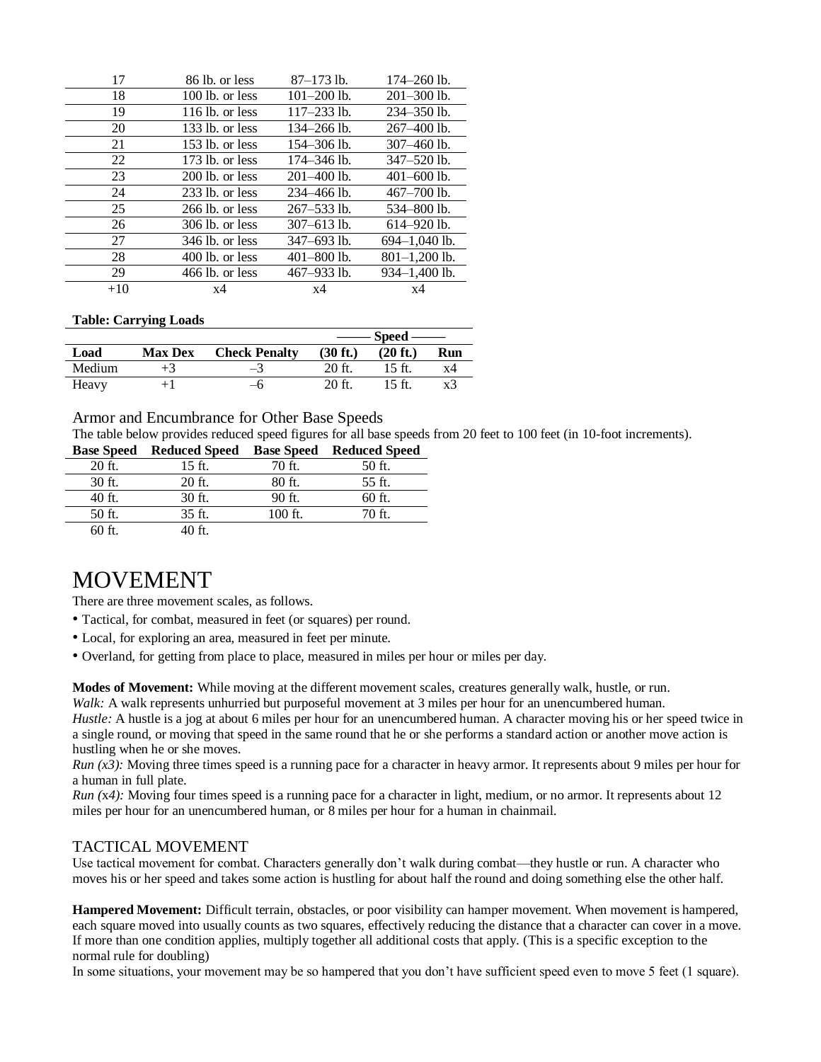| | | | |
|---|---|---|---|
| 17 | 86 lb. or less | 87–173 lb. | 174–260 lb. |
| 18 | 100 lb. or less | 101–200 lb. | 201–300 lb. |
| 19 | 116 lb. or less | 117–233 lb. | 234–350 lb. |
| 20 | 133 lb. or less | 134–266 lb. | 267–400 lb. |
| 21 | 153 lb. or less | 154–306 lb. | 307–460 lb. |
| 22 | 173 lb. or less | 174–346 lb. | 347–520 lb. |
| 23 | 200 lb. or less | 201–400 lb. | 401–600 lb. |
| 24 | 233 lb. or less | 234–466 lb. | 467–700 lb. |
| 25 | 266 lb. or less | 267–533 lb. | 534–800 lb. |
| 26 | 306 lb. or less | 307–613 lb. | 614–920 lb. |
| 27 | 346 lb. or less | 347–693 lb. | 694–1,040 lb. |
| 28 | 400 lb. or less | 401–800 lb. | 801–1,200 lb. |
| 29 | 466 lb. or less | 467–933 lb. | 934–1,400 lb. |
| +10 | x4 | x4 | x4 |

**Table: Carrying Loads**

| | | | Speed | | |
|---|---|---|---|---|---|
| **Load** | **Max Dex** | **Check Penalty** | **(30 ft.)** | **(20 ft.)** | **Run** |
| Medium | +3 | –3 | 20 ft. | 15 ft. | x4 |
| Heavy | +1 | –6 | 20 ft. | 15 ft. | x3 |

### Armor and Encumbrance for Other Base Speeds

The table below provides reduced speed figures for all base speeds from 20 feet to 100 feet (in 10-foot increments).

| Base Speed | Reduced Speed | Base Speed | Reduced Speed |
|---|---|---|---|
| 20 ft. | 15 ft. | 70 ft. | 50 ft. |
| 30 ft. | 20 ft. | 80 ft. | 55 ft. |
| 40 ft. | 30 ft. | 90 ft. | 60 ft. |
| 50 ft. | 35 ft. | 100 ft. | 70 ft. |
| 60 ft. | 40 ft. | | |

# MOVEMENT

There are three movement scales, as follows.

- Tactical, for combat, measured in feet (or squares) per round.
- Local, for exploring an area, measured in feet per minute.
- Overland, for getting from place to place, measured in miles per hour or miles per day.

**Modes of Movement:** While moving at the different movement scales, creatures generally walk, hustle, or run.

*Walk:* A walk represents unhurried but purposeful movement at 3 miles per hour for an unencumbered human.

*Hustle:* A hustle is a jog at about 6 miles per hour for an unencumbered human. A character moving his or her speed twice in a single round, or moving that speed in the same round that he or she performs a standard action or another move action is hustling when he or she moves.

*Run (x3):* Moving three times speed is a running pace for a character in heavy armor. It represents about 9 miles per hour for a human in full plate.

*Run (x4):* Moving four times speed is a running pace for a character in light, medium, or no armor. It represents about 12 miles per hour for an unencumbered human, or 8 miles per hour for a human in chainmail.

## TACTICAL MOVEMENT

Use tactical movement for combat. Characters generally don't walk during combat—they hustle or run. A character who moves his or her speed and takes some action is hustling for about half the round and doing something else the other half.

**Hampered Movement:** Difficult terrain, obstacles, or poor visibility can hamper movement. When movement is hampered, each square moved into usually counts as two squares, effectively reducing the distance that a character can cover in a move. If more than one condition applies, multiply together all additional costs that apply. (This is a specific exception to the normal rule for doubling)

In some situations, your movement may be so hampered that you don't have sufficient speed even to move 5 feet (1 square).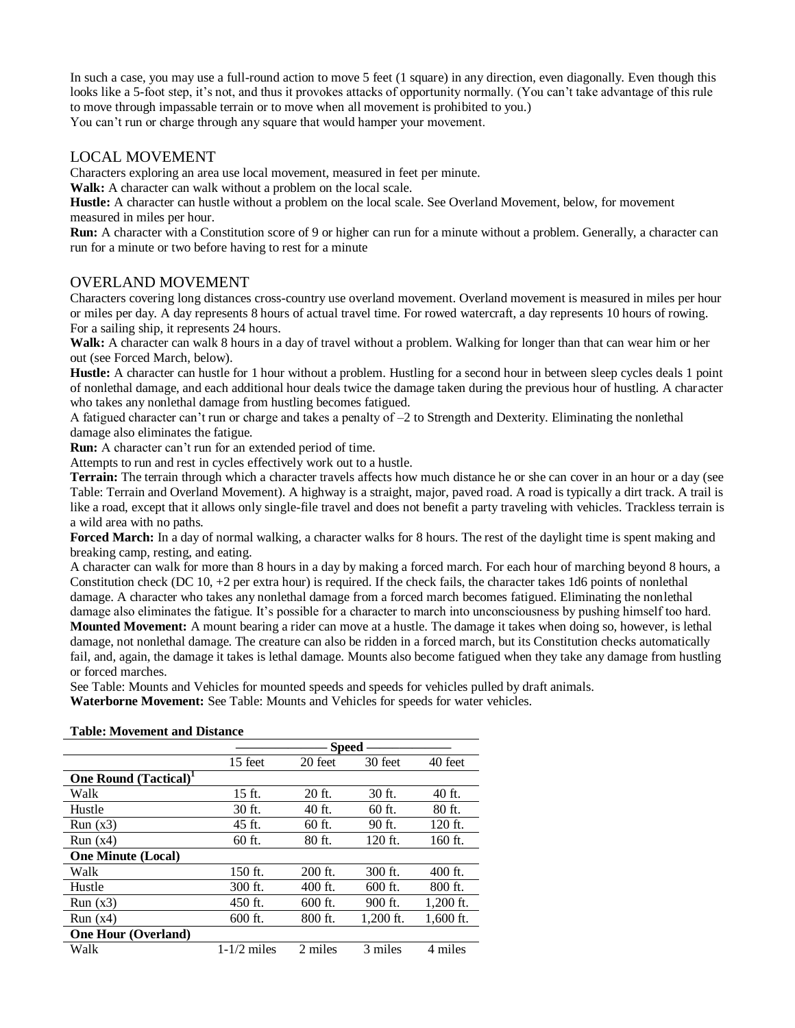In such a case, you may use a full-round action to move 5 feet (1 square) in any direction, even diagonally. Even though this looks like a 5-foot step, it's not, and thus it provokes attacks of opportunity normally. (You can't take advantage of this rule to move through impassable terrain or to move when all movement is prohibited to you.)

You can't run or charge through any square that would hamper your movement.

## LOCAL MOVEMENT

Characters exploring an area use local movement, measured in feet per minute.

**Walk:** A character can walk without a problem on the local scale.

**Hustle:** A character can hustle without a problem on the local scale. See Overland Movement, below, for movement measured in miles per hour.

**Run:** A character with a Constitution score of 9 or higher can run for a minute without a problem. Generally, a character can run for a minute or two before having to rest for a minute

## OVERLAND MOVEMENT

Characters covering long distances cross-country use overland movement. Overland movement is measured in miles per hour or miles per day. A day represents 8 hours of actual travel time. For rowed watercraft, a day represents 10 hours of rowing. For a sailing ship, it represents 24 hours.

**Walk:** A character can walk 8 hours in a day of travel without a problem. Walking for longer than that can wear him or her out (see Forced March, below).

**Hustle:** A character can hustle for 1 hour without a problem. Hustling for a second hour in between sleep cycles deals 1 point of nonlethal damage, and each additional hour deals twice the damage taken during the previous hour of hustling. A character who takes any nonlethal damage from hustling becomes fatigued.

A fatigued character can't run or charge and takes a penalty of –2 to Strength and Dexterity. Eliminating the nonlethal damage also eliminates the fatigue.

**Run:** A character can't run for an extended period of time.

Attempts to run and rest in cycles effectively work out to a hustle.

**Terrain:** The terrain through which a character travels affects how much distance he or she can cover in an hour or a day (see Table: Terrain and Overland Movement). A highway is a straight, major, paved road. A road is typically a dirt track. A trail is like a road, except that it allows only single-file travel and does not benefit a party traveling with vehicles. Trackless terrain is a wild area with no paths.

**Forced March:** In a day of normal walking, a character walks for 8 hours. The rest of the daylight time is spent making and breaking camp, resting, and eating.

A character can walk for more than 8 hours in a day by making a forced march. For each hour of marching beyond 8 hours, a Constitution check (DC 10, +2 per extra hour) is required. If the check fails, the character takes 1d6 points of nonlethal damage. A character who takes any nonlethal damage from a forced march becomes fatigued. Eliminating the nonlethal damage also eliminates the fatigue. It's possible for a character to march into unconsciousness by pushing himself too hard.

**Mounted Movement:** A mount bearing a rider can move at a hustle. The damage it takes when doing so, however, is lethal damage, not nonlethal damage. The creature can also be ridden in a forced march, but its Constitution checks automatically fail, and, again, the damage it takes is lethal damage. Mounts also become fatigued when they take any damage from hustling or forced marches.

See Table: Mounts and Vehicles for mounted speeds and speeds for vehicles pulled by draft animals.

**Waterborne Movement:** See Table: Mounts and Vehicles for speeds for water vehicles.

**Table: Movement and Distance**

| | Speed | | | |
|---|---|---|---|---|
| | 15 feet | 20 feet | 30 feet | 40 feet |
| **One Round (Tactical)**[1] | | | | |
| Walk | 15 ft. | 20 ft. | 30 ft. | 40 ft. |
| Hustle | 30 ft. | 40 ft. | 60 ft. | 80 ft. |
| Run (x3) | 45 ft. | 60 ft. | 90 ft. | 120 ft. |
| Run (x4) | 60 ft. | 80 ft. | 120 ft. | 160 ft. |
| **One Minute (Local)** | | | | |
| Walk | 150 ft. | 200 ft. | 300 ft. | 400 ft. |
| Hustle | 300 ft. | 400 ft. | 600 ft. | 800 ft. |
| Run (x3) | 450 ft. | 600 ft. | 900 ft. | 1,200 ft. |
| Run (x4) | 600 ft. | 800 ft. | 1,200 ft. | 1,600 ft. |
| **One Hour (Overland)** | | | | |
| Walk | 1-1/2 miles | 2 miles | 3 miles | 4 miles |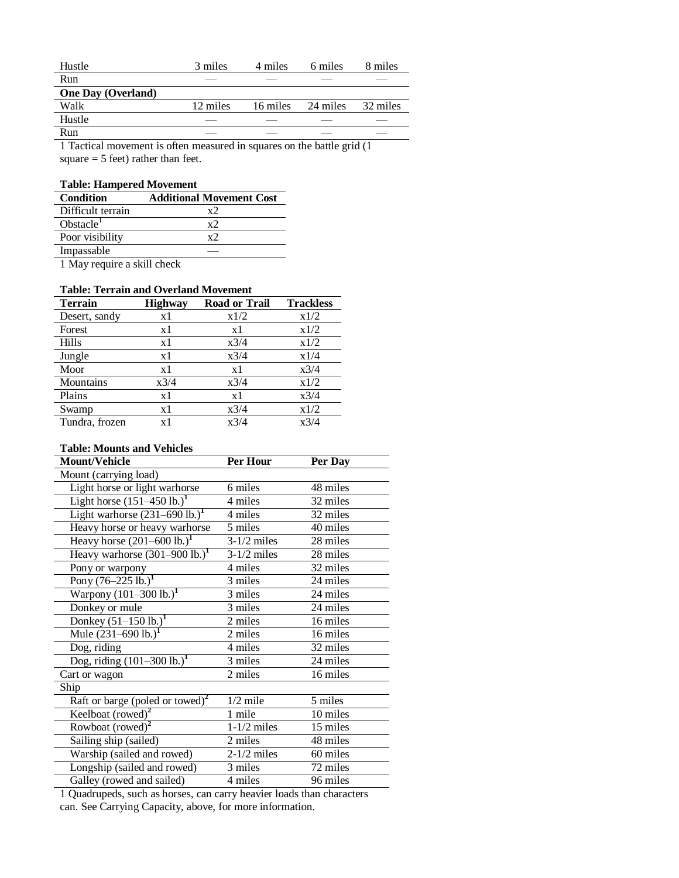| | | | | |
|---|---|---|---|---|
| Hustle | 3 miles | 4 miles | 6 miles | 8 miles |
| Run | — | — | — | — |
| **One Day (Overland)** | | | | |
| Walk | 12 miles | 16 miles | 24 miles | 32 miles |
| Hustle | — | — | — | — |
| Run | — | — | — | — |

1 Tactical movement is often measured in squares on the battle grid (1 square = 5 feet) rather than feet.

**Table: Hampered Movement**

| Condition | Additional Movement Cost |
|---|---|
| Difficult terrain | x2 |
| Obstacle[1] | x2 |
| Poor visibility | x2 |
| Impassable | — |

1 May require a skill check

**Table: Terrain and Overland Movement**

| Terrain | Highway | Road or Trail | Trackless |
|---|---|---|---|
| Desert, sandy | x1 | x1/2 | x1/2 |
| Forest | x1 | x1 | x1/2 |
| Hills | x1 | x3/4 | x1/2 |
| Jungle | x1 | x3/4 | x1/4 |
| Moor | x1 | x1 | x3/4 |
| Mountains | x3/4 | x3/4 | x1/2 |
| Plains | x1 | x1 | x3/4 |
| Swamp | x1 | x3/4 | x1/2 |
| Tundra, frozen | x1 | x3/4 | x3/4 |

**Table: Mounts and Vehicles**

| Mount/Vehicle | Per Hour | Per Day |
|---|---|---|
| Mount (carrying load) | | |
| Light horse or light warhorse | 6 miles | 48 miles |
| Light horse (151–450 lb.)[1] | 4 miles | 32 miles |
| Light warhorse (231–690 lb.)[1] | 4 miles | 32 miles |
| Heavy horse or heavy warhorse | 5 miles | 40 miles |
| Heavy horse (201–600 lb.)[1] | 3-1/2 miles | 28 miles |
| Heavy warhorse (301–900 lb.)[1] | 3-1/2 miles | 28 miles |
| Pony or warpony | 4 miles | 32 miles |
| Pony (76–225 lb.)[1] | 3 miles | 24 miles |
| Warpony (101–300 lb.)[1] | 3 miles | 24 miles |
| Donkey or mule | 3 miles | 24 miles |
| Donkey (51–150 lb.)[1] | 2 miles | 16 miles |
| Mule (231–690 lb.)[1] | 2 miles | 16 miles |
| Dog, riding | 4 miles | 32 miles |
| Dog, riding (101–300 lb.)[1] | 3 miles | 24 miles |
| Cart or wagon | 2 miles | 16 miles |
| Ship | | |
| Raft or barge (poled or towed)[2] | 1/2 mile | 5 miles |
| Keelboat (rowed)[2] | 1 mile | 10 miles |
| Rowboat (rowed)[2] | 1-1/2 miles | 15 miles |
| Sailing ship (sailed) | 2 miles | 48 miles |
| Warship (sailed and rowed) | 2-1/2 miles | 60 miles |
| Longship (sailed and rowed) | 3 miles | 72 miles |
| Galley (rowed and sailed) | 4 miles | 96 miles |

1 Quadrupeds, such as horses, can carry heavier loads than characters can. See Carrying Capacity, above, for more information.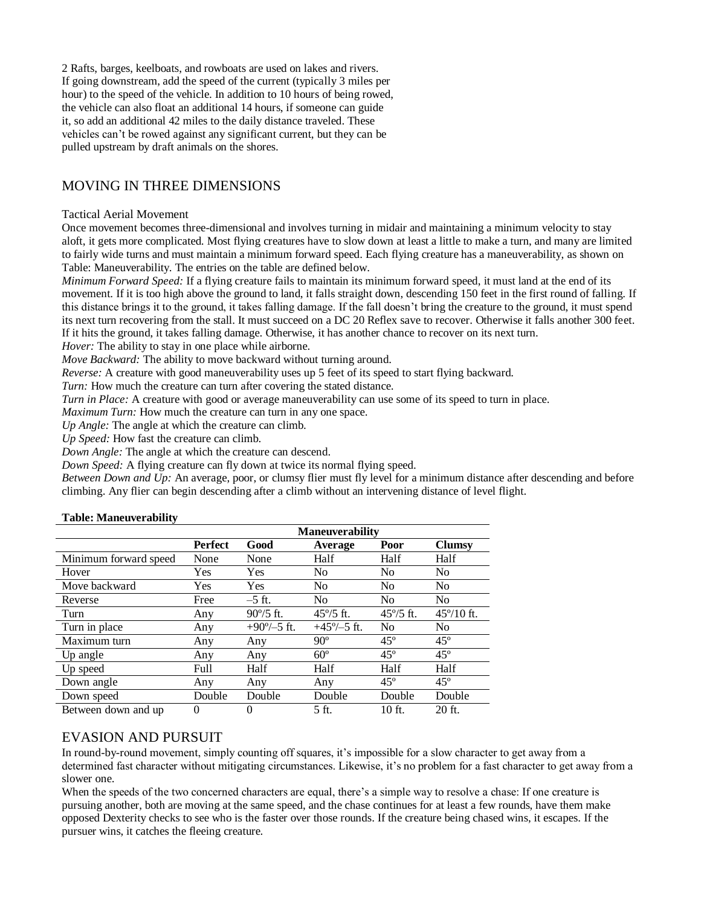2 Rafts, barges, keelboats, and rowboats are used on lakes and rivers. If going downstream, add the speed of the current (typically 3 miles per hour) to the speed of the vehicle. In addition to 10 hours of being rowed, the vehicle can also float an additional 14 hours, if someone can guide it, so add an additional 42 miles to the daily distance traveled. These vehicles can't be rowed against any significant current, but they can be pulled upstream by draft animals on the shores.

## MOVING IN THREE DIMENSIONS

### Tactical Aerial Movement

Once movement becomes three-dimensional and involves turning in midair and maintaining a minimum velocity to stay aloft, it gets more complicated. Most flying creatures have to slow down at least a little to make a turn, and many are limited to fairly wide turns and must maintain a minimum forward speed. Each flying creature has a maneuverability, as shown on Table: Maneuverability. The entries on the table are defined below.

*Minimum Forward Speed:* If a flying creature fails to maintain its minimum forward speed, it must land at the end of its movement. If it is too high above the ground to land, it falls straight down, descending 150 feet in the first round of falling. If this distance brings it to the ground, it takes falling damage. If the fall doesn't bring the creature to the ground, it must spend its next turn recovering from the stall. It must succeed on a DC 20 Reflex save to recover. Otherwise it falls another 300 feet. If it hits the ground, it takes falling damage. Otherwise, it has another chance to recover on its next turn.

*Hover:* The ability to stay in one place while airborne.

*Move Backward:* The ability to move backward without turning around.

*Reverse:* A creature with good maneuverability uses up 5 feet of its speed to start flying backward.

*Turn:* How much the creature can turn after covering the stated distance.

*Turn in Place:* A creature with good or average maneuverability can use some of its speed to turn in place.

*Maximum Turn:* How much the creature can turn in any one space.

*Up Angle:* The angle at which the creature can climb.

*Up Speed:* How fast the creature can climb.

*Down Angle:* The angle at which the creature can descend.

*Down Speed:* A flying creature can fly down at twice its normal flying speed.

*Between Down and Up:* An average, poor, or clumsy flier must fly level for a minimum distance after descending and before climbing. Any flier can begin descending after a climb without an intervening distance of level flight.

**Table: Maneuverability**

| | Maneuverability | | | | |
|---|---|---|---|---|---|
| | **Perfect** | **Good** | **Average** | **Poor** | **Clumsy** |
| Minimum forward speed | None | None | Half | Half | Half |
| Hover | Yes | Yes | No | No | No |
| Move backward | Yes | Yes | No | No | No |
| Reverse | Free | –5 ft. | No | No | No |
| Turn | Any | 90º/5 ft. | 45º/5 ft. | 45º/5 ft. | 45º/10 ft. |
| Turn in place | Any | +90º/–5 ft. | +45º/–5 ft. | No | No |
| Maximum turn | Any | Any | 90º | 45º | 45º |
| Up angle | Any | Any | 60º | 45º | 45º |
| Up speed | Full | Half | Half | Half | Half |
| Down angle | Any | Any | Any | 45º | 45º |
| Down speed | Double | Double | Double | Double | Double |
| Between down and up | 0 | 0 | 5 ft. | 10 ft. | 20 ft. |

## EVASION AND PURSUIT

In round-by-round movement, simply counting off squares, it's impossible for a slow character to get away from a determined fast character without mitigating circumstances. Likewise, it's no problem for a fast character to get away from a slower one.

When the speeds of the two concerned characters are equal, there's a simple way to resolve a chase: If one creature is pursuing another, both are moving at the same speed, and the chase continues for at least a few rounds, have them make opposed Dexterity checks to see who is the faster over those rounds. If the creature being chased wins, it escapes. If the pursuer wins, it catches the fleeing creature.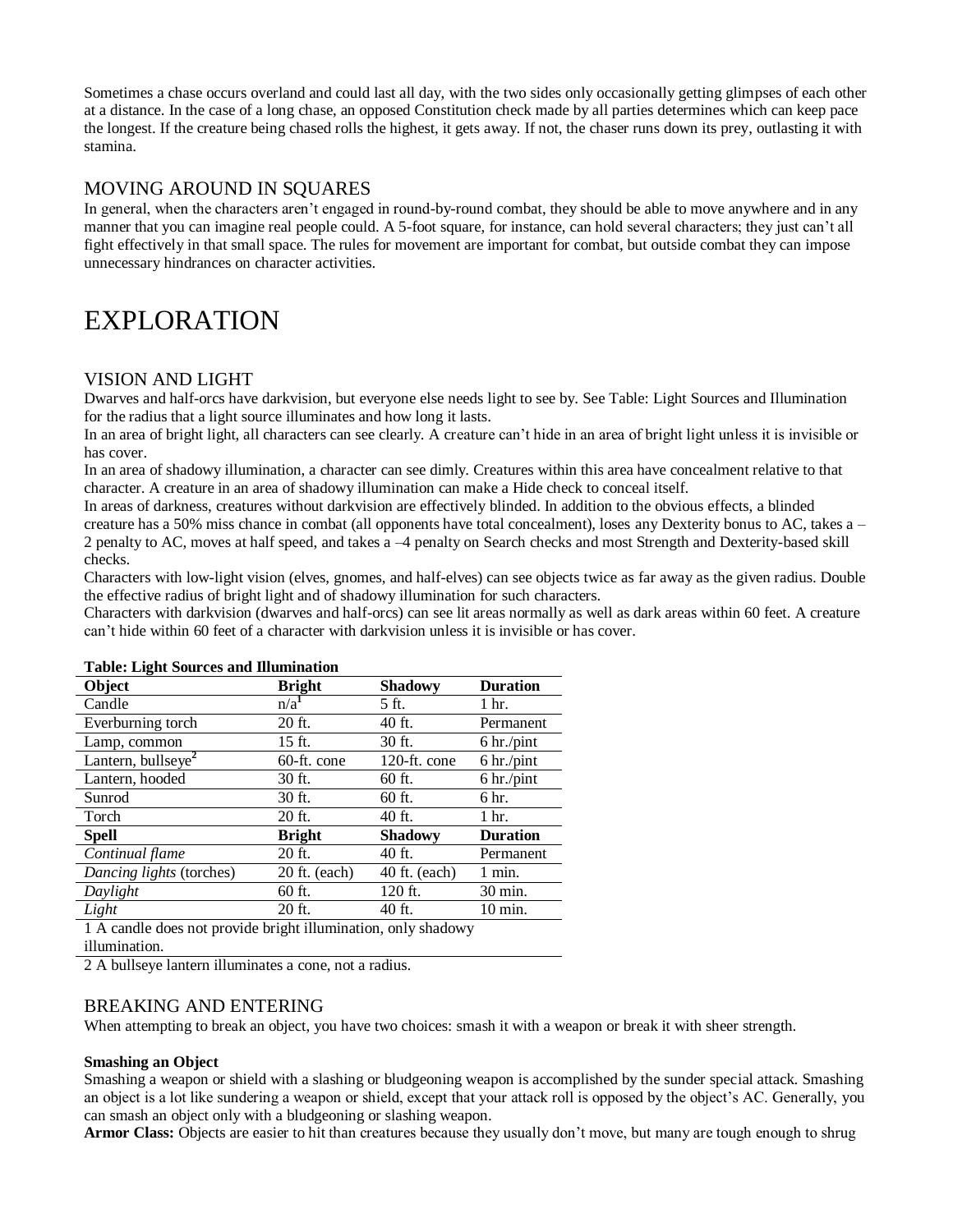Sometimes a chase occurs overland and could last all day, with the two sides only occasionally getting glimpses of each other at a distance. In the case of a long chase, an opposed Constitution check made by all parties determines which can keep pace the longest. If the creature being chased rolls the highest, it gets away. If not, the chaser runs down its prey, outlasting it with stamina.

## MOVING AROUND IN SQUARES

In general, when the characters aren't engaged in round-by-round combat, they should be able to move anywhere and in any manner that you can imagine real people could. A 5-foot square, for instance, can hold several characters; they just can't all fight effectively in that small space. The rules for movement are important for combat, but outside combat they can impose unnecessary hindrances on character activities.

# EXPLORATION

## VISION AND LIGHT

Dwarves and half-orcs have darkvision, but everyone else needs light to see by. See Table: Light Sources and Illumination for the radius that a light source illuminates and how long it lasts.

In an area of bright light, all characters can see clearly. A creature can't hide in an area of bright light unless it is invisible or has cover.

In an area of shadowy illumination, a character can see dimly. Creatures within this area have concealment relative to that character. A creature in an area of shadowy illumination can make a Hide check to conceal itself.

In areas of darkness, creatures without darkvision are effectively blinded. In addition to the obvious effects, a blinded creature has a 50% miss chance in combat (all opponents have total concealment), loses any Dexterity bonus to AC, takes a –2 penalty to AC, moves at half speed, and takes a –4 penalty on Search checks and most Strength and Dexterity-based skill checks.

Characters with low-light vision (elves, gnomes, and half-elves) can see objects twice as far away as the given radius. Double the effective radius of bright light and of shadowy illumination for such characters.

Characters with darkvision (dwarves and half-orcs) can see lit areas normally as well as dark areas within 60 feet. A creature can't hide within 60 feet of a character with darkvision unless it is invisible or has cover.

**Table: Light Sources and Illumination**

| Object | Bright | Shadowy | Duration |
|---|---|---|---|
| Candle | n/a[1] | 5 ft. | 1 hr. |
| Everburning torch | 20 ft. | 40 ft. | Permanent |
| Lamp, common | 15 ft. | 30 ft. | 6 hr./pint |
| Lantern, bullseye[2] | 60-ft. cone | 120-ft. cone | 6 hr./pint |
| Lantern, hooded | 30 ft. | 60 ft. | 6 hr./pint |
| Sunrod | 30 ft. | 60 ft. | 6 hr. |
| Torch | 20 ft. | 40 ft. | 1 hr. |
| **Spell** | **Bright** | **Shadowy** | **Duration** |
| *Continual flame* | 20 ft. | 40 ft. | Permanent |
| *Dancing lights* (torches) | 20 ft. (each) | 40 ft. (each) | 1 min. |
| *Daylight* | 60 ft. | 120 ft. | 30 min. |
| *Light* | 20 ft. | 40 ft. | 10 min. |

1 A candle does not provide bright illumination, only shadowy illumination.

2 A bullseye lantern illuminates a cone, not a radius.

## BREAKING AND ENTERING

When attempting to break an object, you have two choices: smash it with a weapon or break it with sheer strength.

**Smashing an Object**

Smashing a weapon or shield with a slashing or bludgeoning weapon is accomplished by the sunder special attack. Smashing an object is a lot like sundering a weapon or shield, except that your attack roll is opposed by the object's AC. Generally, you can smash an object only with a bludgeoning or slashing weapon.

**Armor Class:** Objects are easier to hit than creatures because they usually don't move, but many are tough enough to shrug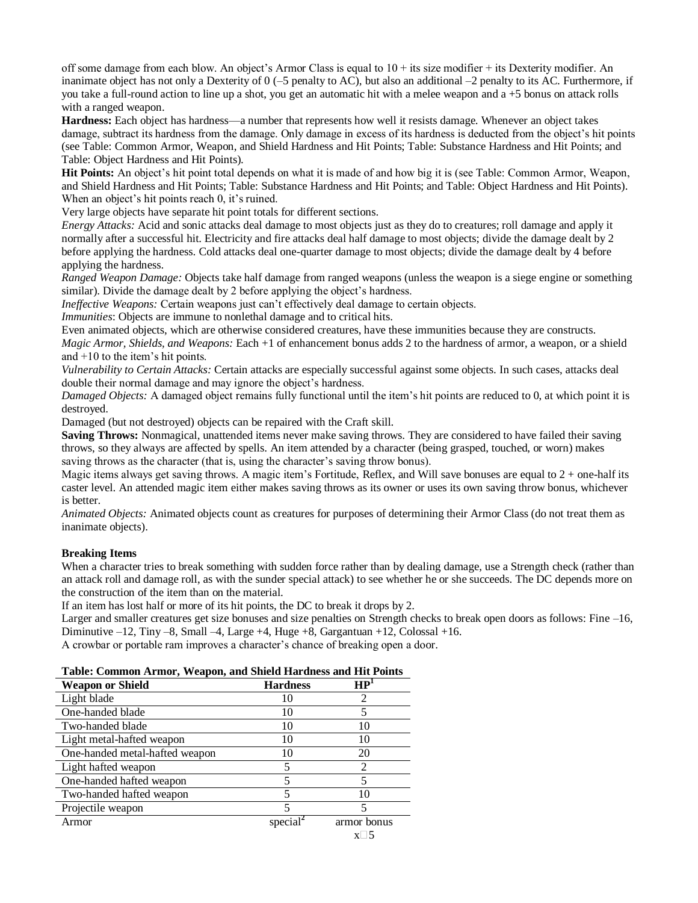off some damage from each blow. An object's Armor Class is equal to 10 + its size modifier + its Dexterity modifier. An inanimate object has not only a Dexterity of 0 (–5 penalty to AC), but also an additional –2 penalty to its AC. Furthermore, if you take a full-round action to line up a shot, you get an automatic hit with a melee weapon and a +5 bonus on attack rolls with a ranged weapon.

**Hardness:** Each object has hardness—a number that represents how well it resists damage. Whenever an object takes damage, subtract its hardness from the damage. Only damage in excess of its hardness is deducted from the object's hit points (see Table: Common Armor, Weapon, and Shield Hardness and Hit Points; Table: Substance Hardness and Hit Points; and Table: Object Hardness and Hit Points).

**Hit Points:** An object's hit point total depends on what it is made of and how big it is (see Table: Common Armor, Weapon, and Shield Hardness and Hit Points; Table: Substance Hardness and Hit Points; and Table: Object Hardness and Hit Points). When an object's hit points reach 0, it's ruined.

Very large objects have separate hit point totals for different sections.

*Energy Attacks:* Acid and sonic attacks deal damage to most objects just as they do to creatures; roll damage and apply it normally after a successful hit. Electricity and fire attacks deal half damage to most objects; divide the damage dealt by 2 before applying the hardness. Cold attacks deal one-quarter damage to most objects; divide the damage dealt by 4 before applying the hardness.

*Ranged Weapon Damage:* Objects take half damage from ranged weapons (unless the weapon is a siege engine or something similar). Divide the damage dealt by 2 before applying the object's hardness.

*Ineffective Weapons:* Certain weapons just can't effectively deal damage to certain objects.

*Immunities*: Objects are immune to nonlethal damage and to critical hits.

Even animated objects, which are otherwise considered creatures, have these immunities because they are constructs.

*Magic Armor, Shields, and Weapons:* Each +1 of enhancement bonus adds 2 to the hardness of armor, a weapon, or a shield and +10 to the item's hit points.

*Vulnerability to Certain Attacks:* Certain attacks are especially successful against some objects. In such cases, attacks deal double their normal damage and may ignore the object's hardness.

*Damaged Objects:* A damaged object remains fully functional until the item's hit points are reduced to 0, at which point it is destroyed.

Damaged (but not destroyed) objects can be repaired with the Craft skill.

**Saving Throws:** Nonmagical, unattended items never make saving throws. They are considered to have failed their saving throws, so they always are affected by spells. An item attended by a character (being grasped, touched, or worn) makes saving throws as the character (that is, using the character's saving throw bonus).

Magic items always get saving throws. A magic item's Fortitude, Reflex, and Will save bonuses are equal to 2 + one-half its caster level. An attended magic item either makes saving throws as its owner or uses its own saving throw bonus, whichever is better.

*Animated Objects:* Animated objects count as creatures for purposes of determining their Armor Class (do not treat them as inanimate objects).

**Breaking Items**

When a character tries to break something with sudden force rather than by dealing damage, use a Strength check (rather than an attack roll and damage roll, as with the sunder special attack) to see whether he or she succeeds. The DC depends more on the construction of the item than on the material.

If an item has lost half or more of its hit points, the DC to break it drops by 2.

Larger and smaller creatures get size bonuses and size penalties on Strength checks to break open doors as follows: Fine –16, Diminutive –12, Tiny –8, Small –4, Large +4, Huge +8, Gargantuan +12, Colossal +16.

A crowbar or portable ram improves a character's chance of breaking open a door.

**Table: Common Armor, Weapon, and Shield Hardness and Hit Points**

| Weapon or Shield | Hardness | HP[1] |
|---|---|---|
| Light blade | 10 | 2 |
| One-handed blade | 10 | 5 |
| Two-handed blade | 10 | 10 |
| Light metal-hafted weapon | 10 | 10 |
| One-handed metal-hafted weapon | 10 | 20 |
| Light hafted weapon | 5 | 2 |
| One-handed hafted weapon | 5 | 5 |
| Two-handed hafted weapon | 5 | 10 |
| Projectile weapon | 5 | 5 |
| Armor | special[2] | armor bonus x 5 |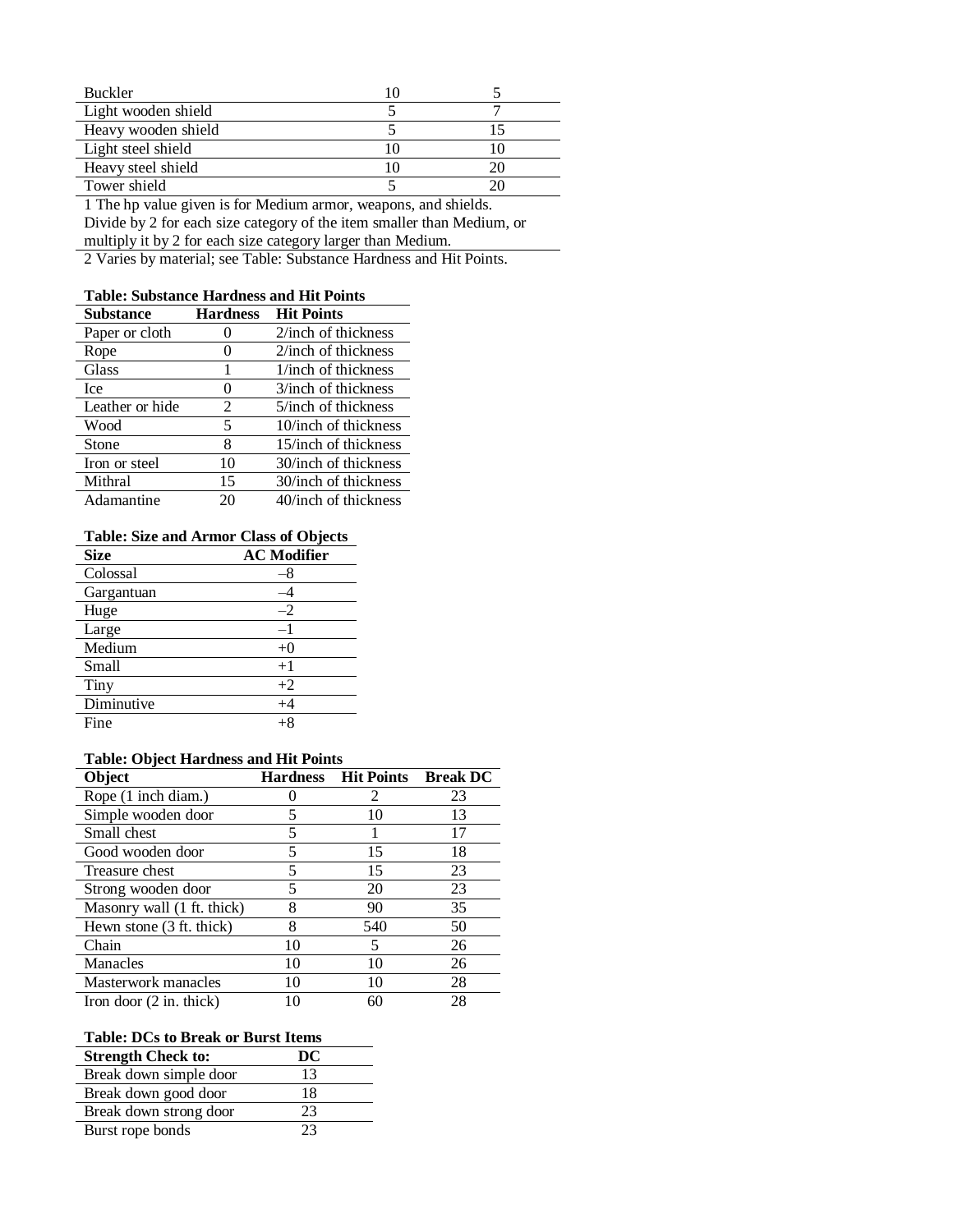| | | |
|---|---|---|
| Buckler | 10 | 5 |
| Light wooden shield | 5 | 7 |
| Heavy wooden shield | 5 | 15 |
| Light steel shield | 10 | 10 |
| Heavy steel shield | 10 | 20 |
| Tower shield | 5 | 20 |

1 The hp value given is for Medium armor, weapons, and shields. Divide by 2 for each size category of the item smaller than Medium, or multiply it by 2 for each size category larger than Medium.

2 Varies by material; see Table: Substance Hardness and Hit Points.

**Table: Substance Hardness and Hit Points**

| Substance | Hardness | Hit Points |
|---|---|---|
| Paper or cloth | 0 | 2/inch of thickness |
| Rope | 0 | 2/inch of thickness |
| Glass | 1 | 1/inch of thickness |
| Ice | 0 | 3/inch of thickness |
| Leather or hide | 2 | 5/inch of thickness |
| Wood | 5 | 10/inch of thickness |
| Stone | 8 | 15/inch of thickness |
| Iron or steel | 10 | 30/inch of thickness |
| Mithral | 15 | 30/inch of thickness |
| Adamantine | 20 | 40/inch of thickness |

**Table: Size and Armor Class of Objects**

| Size | AC Modifier |
|---|---|
| Colossal | –8 |
| Gargantuan | –4 |
| Huge | –2 |
| Large | –1 |
| Medium | +0 |
| Small | +1 |
| Tiny | +2 |
| Diminutive | +4 |
| Fine | +8 |

**Table: Object Hardness and Hit Points**

| Object | Hardness | Hit Points | Break DC |
|---|---|---|---|
| Rope (1 inch diam.) | 0 | 2 | 23 |
| Simple wooden door | 5 | 10 | 13 |
| Small chest | 5 | 1 | 17 |
| Good wooden door | 5 | 15 | 18 |
| Treasure chest | 5 | 15 | 23 |
| Strong wooden door | 5 | 20 | 23 |
| Masonry wall (1 ft. thick) | 8 | 90 | 35 |
| Hewn stone (3 ft. thick) | 8 | 540 | 50 |
| Chain | 10 | 5 | 26 |
| Manacles | 10 | 10 | 26 |
| Masterwork manacles | 10 | 10 | 28 |
| Iron door (2 in. thick) | 10 | 60 | 28 |

**Table: DCs to Break or Burst Items**

| Strength Check to: | DC |
|---|---|
| Break down simple door | 13 |
| Break down good door | 18 |
| Break down strong door | 23 |
| Burst rope bonds | 23 |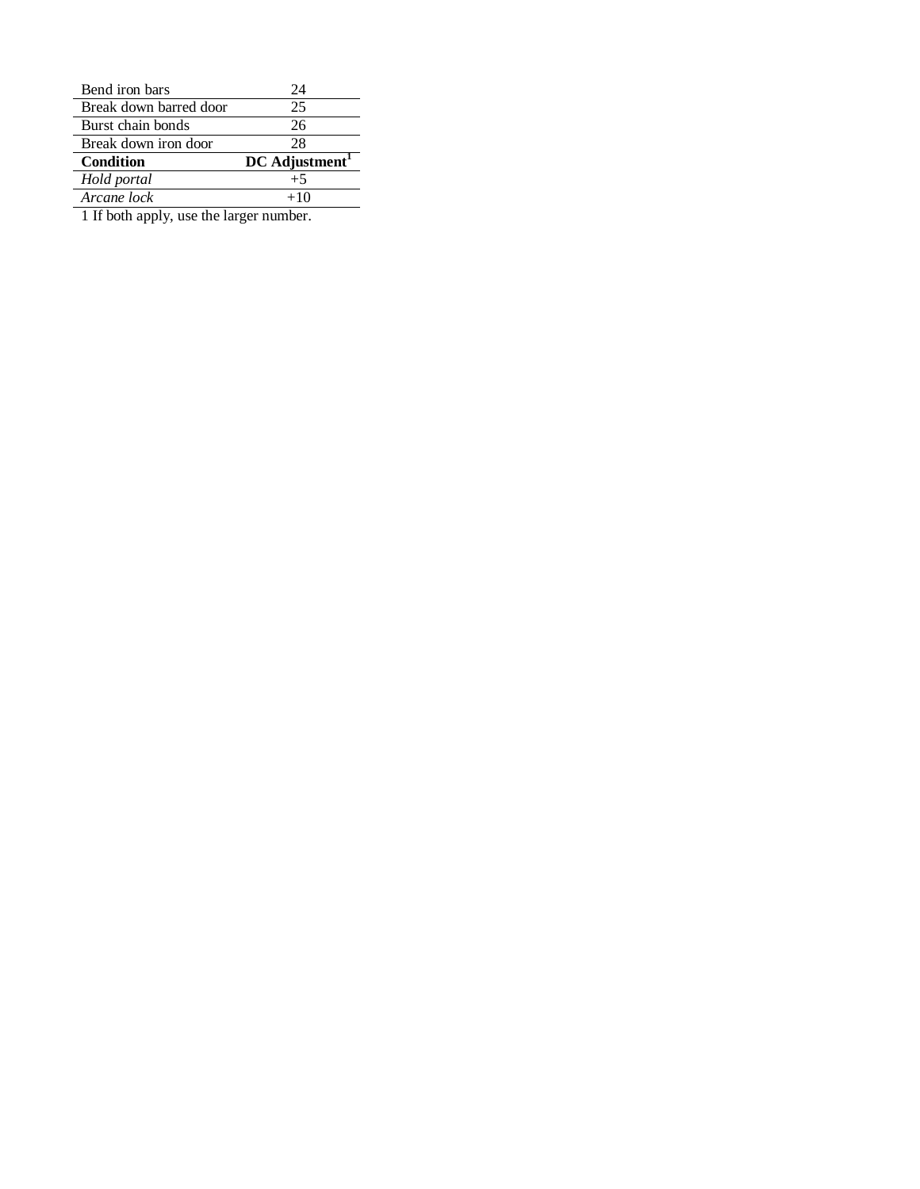| | |
|---|---|
| Bend iron bars | 24 |
| Break down barred door | 25 |
| Burst chain bonds | 26 |
| Break down iron door | 28 |
| **Condition** | **DC Adjustment[1]** |
| *Hold portal* | +5 |
| *Arcane lock* | +10 |

1 If both apply, use the larger number.